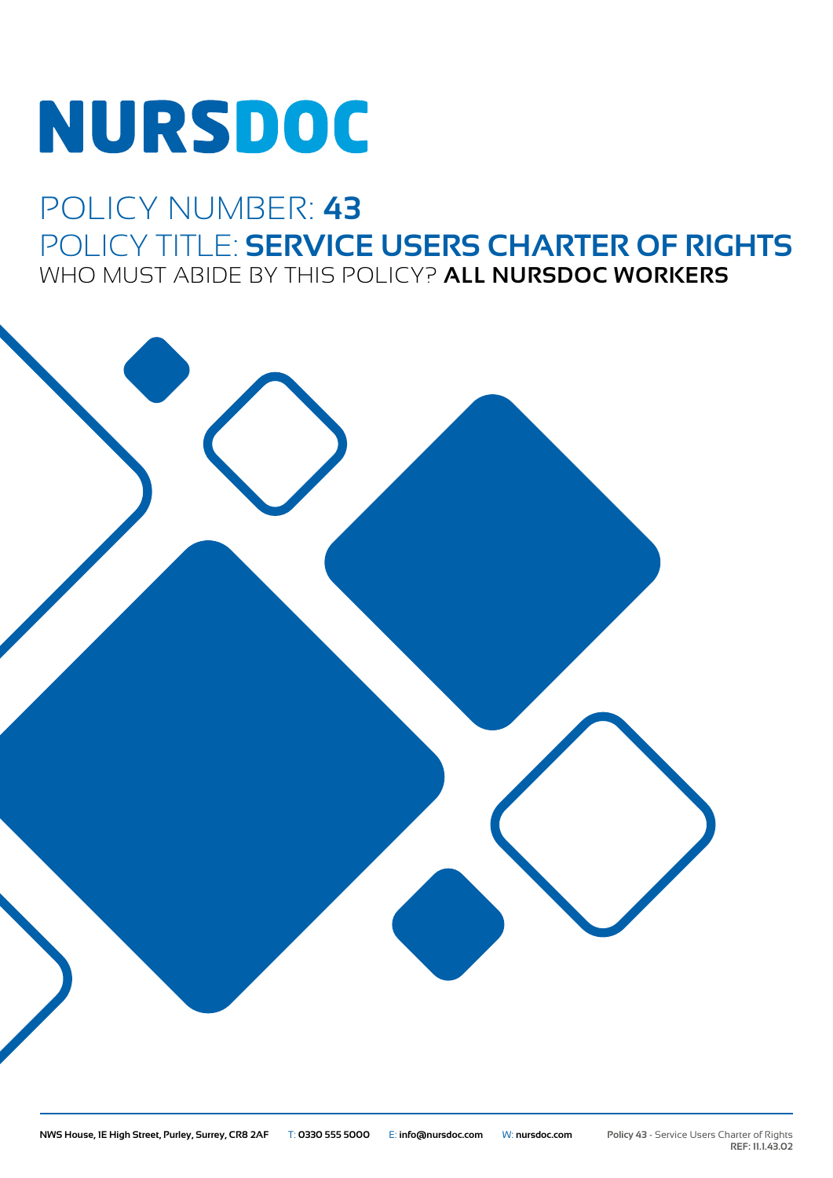# NURSDOC

## POLICY NUMBER: **43**

## POLICY TITLE: **SERVICE USERS CHARTER OF RIGHTS**

WHO MUST ABIDE BY THIS POLICY? **ALL NURSDOC WORKERS**

**NWS House, 1E High Street, Purley, Surrey, CR8 2AF** T: **0330 555 5000** E: **info@nursdoc.com** W: **nursdoc.com**

**Policy 43** - Service Users Charter of Rights
**REF: 11.1.43.02**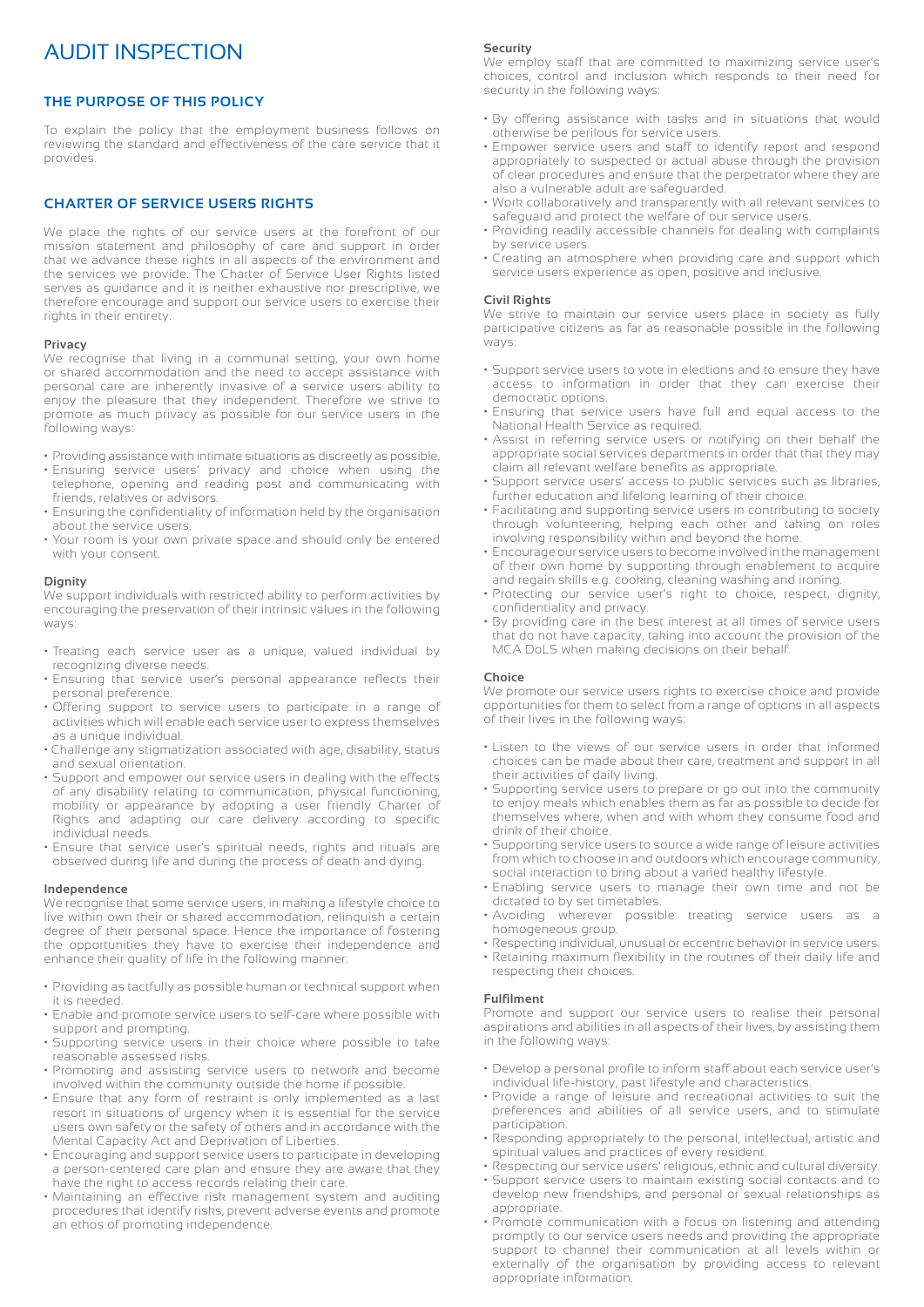# AUDIT INSPECTION

## THE PURPOSE OF THIS POLICY

To explain the policy that the employment business follows on reviewing the standard and effectiveness of the care service that it provides.

## CHARTER OF SERVICE USERS RIGHTS

We place the rights of our service users at the forefront of our mission statement and philosophy of care and support in order that we advance these rights in all aspects of the environment and the services we provide. The Charter of Service User Rights listed serves as guidance and it is neither exhaustive nor prescriptive, we therefore encourage and support our service users to exercise their rights in their entirety.

### Privacy

We recognise that living in a communal setting, your own home or shared accommodation and the need to accept assistance with personal care are inherently invasive of a service users ability to enjoy the pleasure that they independent. Therefore we strive to promote as much privacy as possible for our service users in the following ways:

- Providing assistance with intimate situations as discreetly as possible.
- Ensuring service users' privacy and choice when using the telephone, opening and reading post and communicating with friends, relatives or advisors.
- Ensuring the confidentiality of information held by the organisation about the service users.
- Your room is your own private space and should only be entered with your consent.

### Dignity

We support individuals with restricted ability to perform activities by encouraging the preservation of their intrinsic values in the following ways:

- Treating each service user as a unique, valued individual by recognizing diverse needs.
- Ensuring that service user's personal appearance reflects their personal preference.
- Offering support to service users to participate in a range of activities which will enable each service user to express themselves as a unique individual.
- Challenge any stigmatization associated with age, disability, status and sexual orientation.
- Support and empower our service users in dealing with the effects of any disability relating to communication, physical functioning, mobility or appearance by adopting a user friendly Charter of Rights and adapting our care delivery according to specific individual needs.
- Ensure that service user's spiritual needs, rights and rituals are observed during life and during the process of death and dying.

### Independence

We recognise that some service users, in making a lifestyle choice to live within own their or shared accommodation, relinquish a certain degree of their personal space. Hence the importance of fostering the opportunities they have to exercise their independence and enhance their quality of life in the following manner:

- Providing as tactfully as possible human or technical support when it is needed.
- Enable and promote service users to self-care where possible with support and prompting.
- Supporting service users in their choice where possible to take reasonable assessed risks.
- Promoting and assisting service users to network and become involved within the community outside the home if possible.
- Ensure that any form of restraint is only implemented as a last resort in situations of urgency when it is essential for the service users own safety or the safety of others and in accordance with the Mental Capacity Act and Deprivation of Liberties.
- Encouraging and support service users to participate in developing a person-centered care plan and ensure they are aware that they have the right to access records relating their care.
- Maintaining an effective risk management system and auditing procedures that identify risks, prevent adverse events and promote an ethos of promoting independence.

### Security

We employ staff that are committed to maximizing service user's choices, control and inclusion which responds to their need for security in the following ways:

- By offering assistance with tasks and in situations that would otherwise be perilous for service users.
- Empower service users and staff to identify report and respond appropriately to suspected or actual abuse through the provision of clear procedures and ensure that the perpetrator where they are also a vulnerable adult are safeguarded.
- Work collaboratively and transparently with all relevant services to safeguard and protect the welfare of our service users.
- Providing readily accessible channels for dealing with complaints by service users.
- Creating an atmosphere when providing care and support which service users experience as open, positive and inclusive.

### Civil Rights

We strive to maintain our service users place in society as fully participative citizens as far as reasonable possible in the following ways:

- Support service users to vote in elections and to ensure they have access to information in order that they can exercise their democratic options.
- Ensuring that service users have full and equal access to the National Health Service as required.
- Assist in referring service users or notifying on their behalf the appropriate social services departments in order that that they may claim all relevant welfare benefits as appropriate.
- Support service users' access to public services such as libraries, further education and lifelong learning of their choice.
- Facilitating and supporting service users in contributing to society through volunteering, helping each other and taking on roles involving responsibility within and beyond the home.
- Encourage our service users to become involved in the management of their own home by supporting through enablement to acquire and regain skills e.g. cooking, cleaning washing and ironing.
- Protecting our service user's right to choice, respect, dignity, confidentiality and privacy.
- By providing care in the best interest at all times of service users that do not have capacity, taking into account the provision of the MCA DoLS when making decisions on their behalf.

### Choice

We promote our service users rights to exercise choice and provide opportunities for them to select from a range of options in all aspects of their lives in the following ways:

- Listen to the views of our service users in order that informed choices can be made about their care, treatment and support in all their activities of daily living.
- Supporting service users to prepare or go out into the community to enjoy meals which enables them as far as possible to decide for themselves where, when and with whom they consume food and drink of their choice.
- Supporting service users to source a wide range of leisure activities from which to choose in and outdoors which encourage community, social interaction to bring about a varied healthy lifestyle.
- Enabling service users to manage their own time and not be dictated to by set timetables.
- Avoiding wherever possible treating service users as a homogeneous group.
- Respecting individual, unusual or eccentric behavior in service users.
- Retaining maximum flexibility in the routines of their daily life and respecting their choices.

### Fulfilment

Promote and support our service users to realise their personal aspirations and abilities in all aspects of their lives, by assisting them in the following ways:

- Develop a personal profile to inform staff about each service user's individual life-history, past lifestyle and characteristics.
- Provide a range of leisure and recreational activities to suit the preferences and abilities of all service users, and to stimulate participation.
- Responding appropriately to the personal, intellectual, artistic and spiritual values and practices of every resident.
- Respecting our service users' religious, ethnic and cultural diversity.
- Support service users to maintain existing social contacts and to develop new friendships, and personal or sexual relationships as appropriate.
- Promote communication with a focus on listening and attending promptly to our service users needs and providing the appropriate support to channel their communication at all levels within or externally of the organisation by providing access to relevant appropriate information.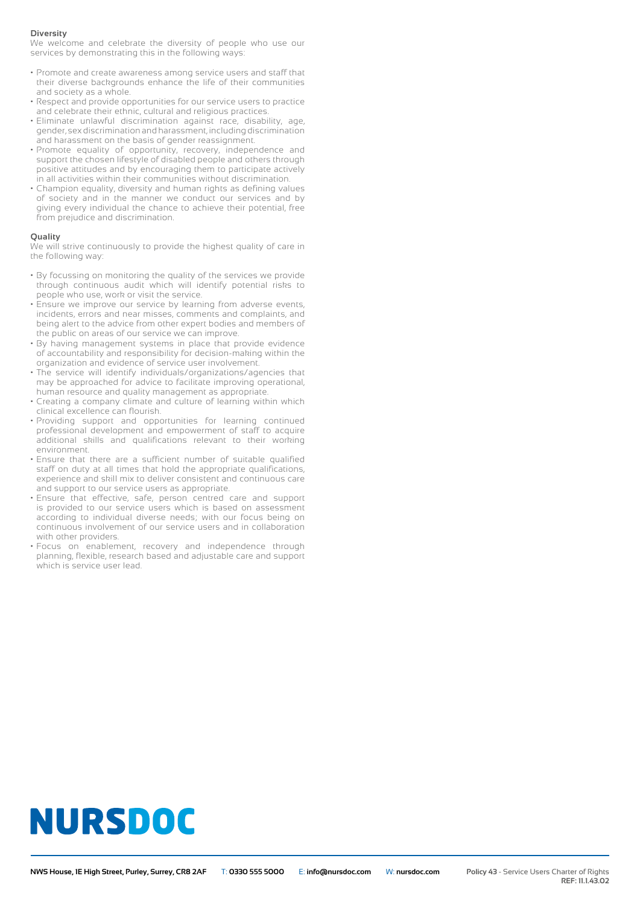**Diversity**

We welcome and celebrate the diversity of people who use our services by demonstrating this in the following ways:

- Promote and create awareness among service users and staff that their diverse backgrounds enhance the life of their communities and society as a whole.
- Respect and provide opportunities for our service users to practice and celebrate their ethnic, cultural and religious practices.
- Eliminate unlawful discrimination against race, disability, age, gender, sex discrimination and harassment, including discrimination and harassment on the basis of gender reassignment.
- Promote equality of opportunity, recovery, independence and support the chosen lifestyle of disabled people and others through positive attitudes and by encouraging them to participate actively in all activities within their communities without discrimination.
- Champion equality, diversity and human rights as defining values of society and in the manner we conduct our services and by giving every individual the chance to achieve their potential, free from prejudice and discrimination.

**Quality**

We will strive continuously to provide the highest quality of care in the following way:

- By focussing on monitoring the quality of the services we provide through continuous audit which will identify potential risks to people who use, work or visit the service.
- Ensure we improve our service by learning from adverse events, incidents, errors and near misses, comments and complaints, and being alert to the advice from other expert bodies and members of the public on areas of our service we can improve.
- By having management systems in place that provide evidence of accountability and responsibility for decision-making within the organization and evidence of service user involvement.
- The service will identify individuals/organizations/agencies that may be approached for advice to facilitate improving operational, human resource and quality management as appropriate.
- Creating a company climate and culture of learning within which clinical excellence can flourish.
- Providing support and opportunities for learning continued professional development and empowerment of staff to acquire additional skills and qualifications relevant to their working environment.
- Ensure that there are a sufficient number of suitable qualified staff on duty at all times that hold the appropriate qualifications, experience and skill mix to deliver consistent and continuous care and support to our service users as appropriate.
- Ensure that effective, safe, person centred care and support is provided to our service users which is based on assessment according to individual diverse needs; with our focus being on continuous involvement of our service users and in collaboration with other providers.
- Focus on enablement, recovery and independence through planning, flexible, research based and adjustable care and support which is service user lead.